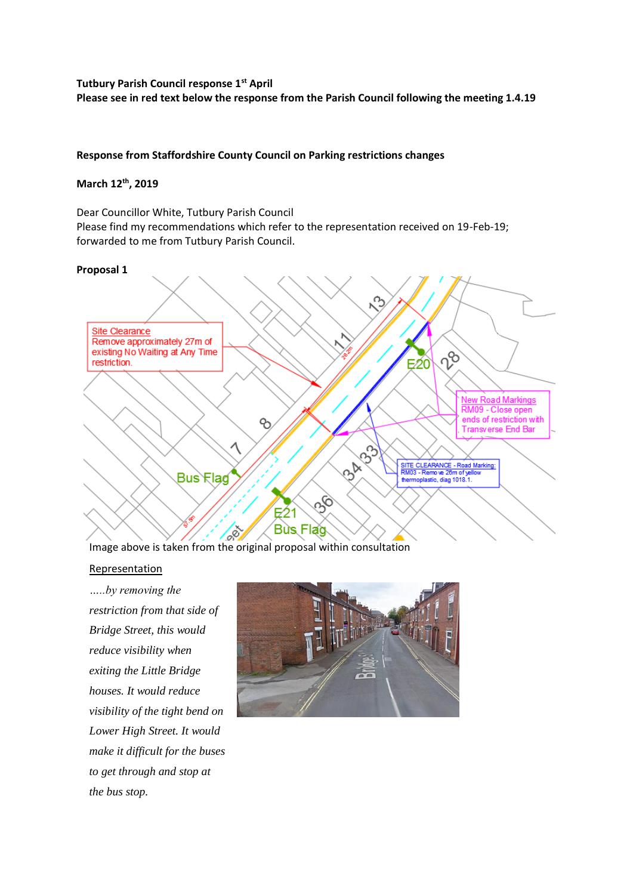**Tutbury Parish Council response 1st April**
**Please see in red text below the response from the Parish Council following the meeting 1.4.19**

**Response from Staffordshire County Council on Parking restrictions changes**

**March 12th, 2019**

Dear Councillor White, Tutbury Parish Council
Please find my recommendations which refer to the representation received on 19-Feb-19; forwarded to me from Tutbury Parish Council.

**Proposal 1**

Image above is taken from the original proposal within consultation

Representation

*.....by removing the restriction from that side of Bridge Street, this would reduce visibility when exiting the Little Bridge houses. It would reduce visibility of the tight bend on Lower High Street. It would make it difficult for the buses to get through and stop at the bus stop.*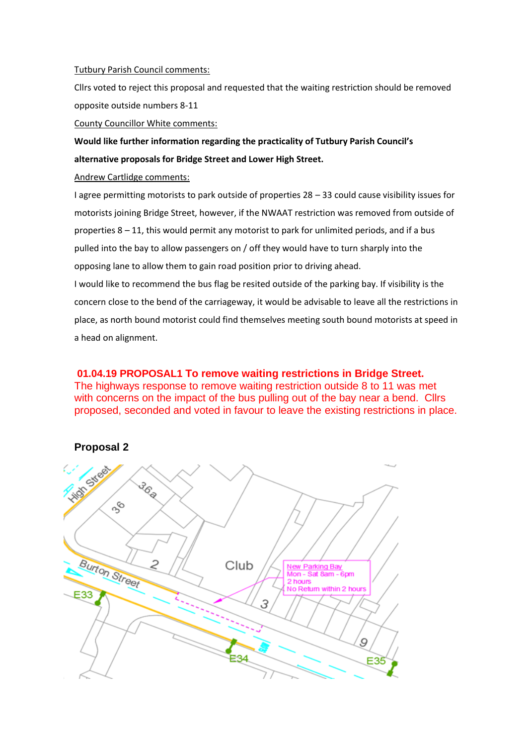Tutbury Parish Council comments:

Cllrs voted to reject this proposal and requested that the waiting restriction should be removed opposite outside numbers 8-11

County Councillor White comments:

**Would like further information regarding the practicality of Tutbury Parish Council's alternative proposals for Bridge Street and Lower High Street.**

Andrew Cartlidge comments:

I agree permitting motorists to park outside of properties 28 – 33 could cause visibility issues for motorists joining Bridge Street, however, if the NWAAT restriction was removed from outside of properties 8 – 11, this would permit any motorist to park for unlimited periods, and if a bus pulled into the bay to allow passengers on / off they would have to turn sharply into the opposing lane to allow them to gain road position prior to driving ahead.

I would like to recommend the bus flag be resited outside of the parking bay. If visibility is the concern close to the bend of the carriageway, it would be advisable to leave all the restrictions in place, as north bound motorist could find themselves meeting south bound motorists at speed in a head on alignment.

**01.04.19 PROPOSAL1 To remove waiting restrictions in Bridge Street.**
The highways response to remove waiting restriction outside 8 to 11 was met with concerns on the impact of the bus pulling out of the bay near a bend. Cllrs proposed, seconded and voted in favour to leave the existing restrictions in place.

**Proposal 2**

High Street
36a
36
2
Club
Burton Street
3
9
E33
E34
E35

New Parking Bay
Mon - Sat 8am - 6pm
2 hours
No Return within 2 hours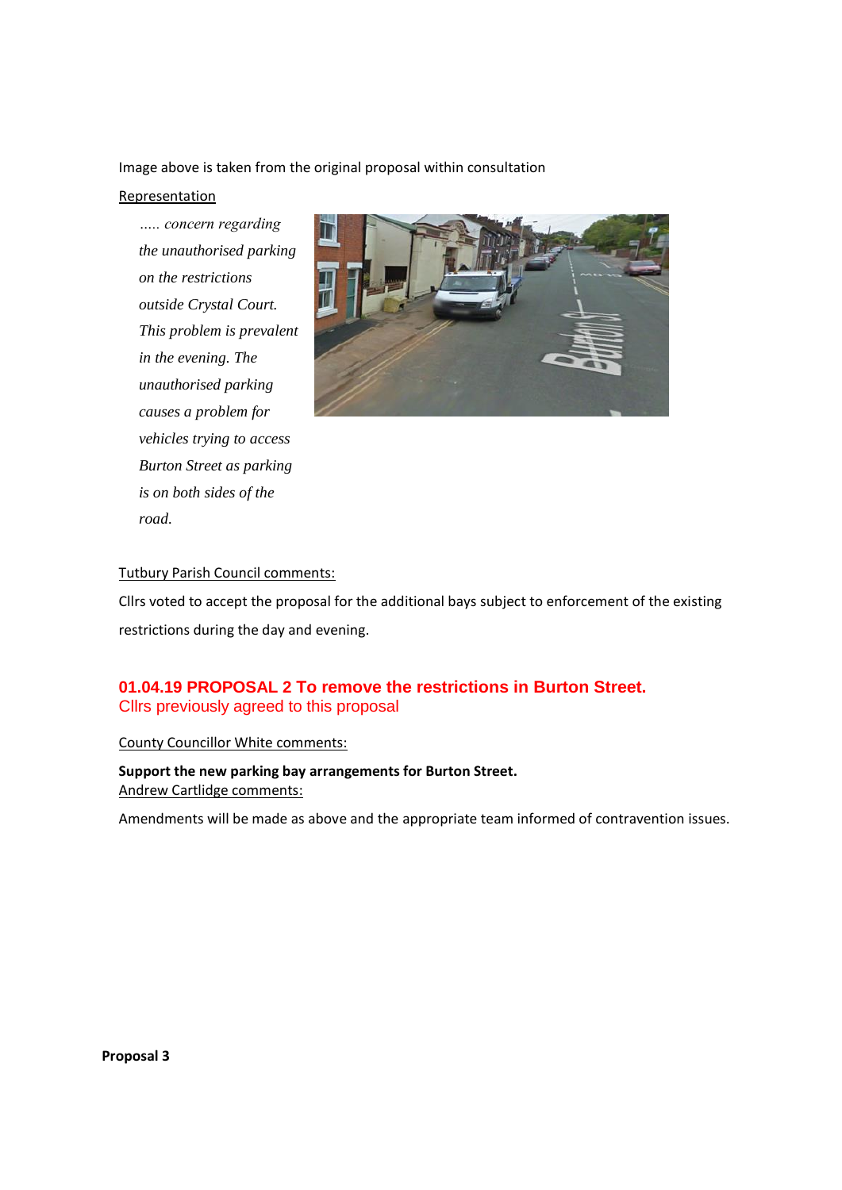Image above is taken from the original proposal within consultation

Representation

*….. concern regarding the unauthorised parking on the restrictions outside Crystal Court. This problem is prevalent in the evening. The unauthorised parking causes a problem for vehicles trying to access Burton Street as parking is on both sides of the road.*

Tutbury Parish Council comments:

Cllrs voted to accept the proposal for the additional bays subject to enforcement of the existing restrictions during the day and evening.

**01.04.19 PROPOSAL 2 To remove the restrictions in Burton Street.**
Cllrs previously agreed to this proposal

County Councillor White comments:

**Support the new parking bay arrangements for Burton Street.**

Andrew Cartlidge comments:

Amendments will be made as above and the appropriate team informed of contravention issues.

**Proposal 3**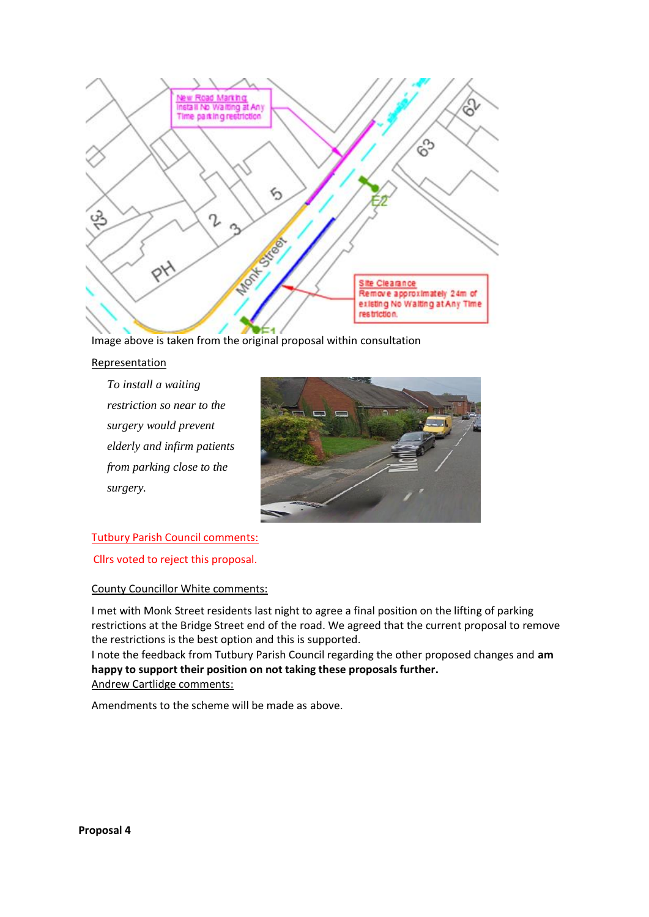Image above is taken from the original proposal within consultation

Representation

*To install a waiting restriction so near to the surgery would prevent elderly and infirm patients from parking close to the surgery.*

Tutbury Parish Council comments:

Cllrs voted to reject this proposal.

County Councillor White comments:

I met with Monk Street residents last night to agree a final position on the lifting of parking restrictions at the Bridge Street end of the road. We agreed that the current proposal to remove the restrictions is the best option and this is supported.

I note the feedback from Tutbury Parish Council regarding the other proposed changes and **am happy to support their position on not taking these proposals further.**

Andrew Cartlidge comments:

Amendments to the scheme will be made as above.

**Proposal 4**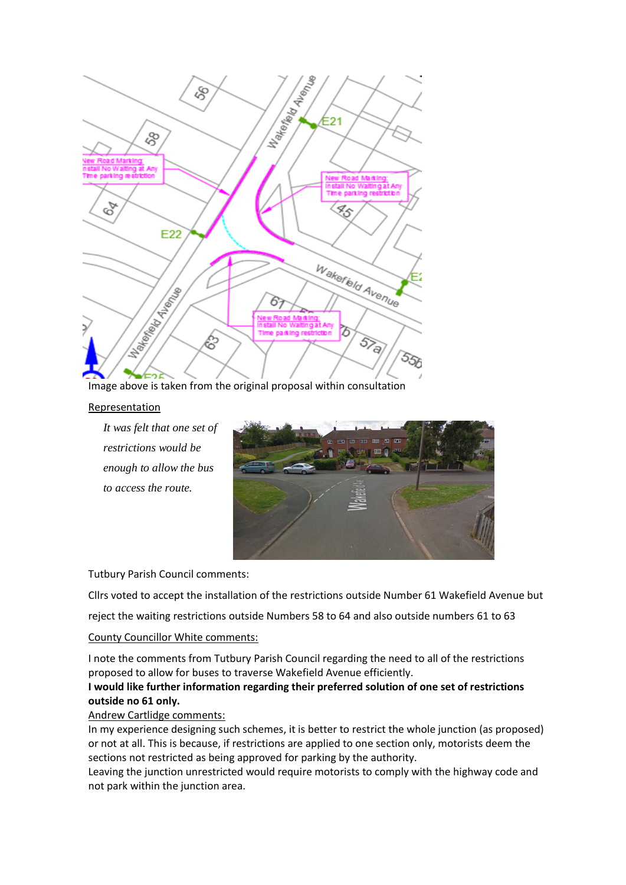Image above is taken from the original proposal within consultation

Representation

*It was felt that one set of restrictions would be enough to allow the bus to access the route.*

Tutbury Parish Council comments:

Cllrs voted to accept the installation of the restrictions outside Number 61 Wakefield Avenue but reject the waiting restrictions outside Numbers 58 to 64 and also outside numbers 61 to 63

County Councillor White comments:

I note the comments from Tutbury Parish Council regarding the need to all of the restrictions proposed to allow for buses to traverse Wakefield Avenue efficiently.

**I would like further information regarding their preferred solution of one set of restrictions outside no 61 only.**

Andrew Cartlidge comments:

In my experience designing such schemes, it is better to restrict the whole junction (as proposed) or not at all. This is because, if restrictions are applied to one section only, motorists deem the sections not restricted as being approved for parking by the authority.

Leaving the junction unrestricted would require motorists to comply with the highway code and not park within the junction area.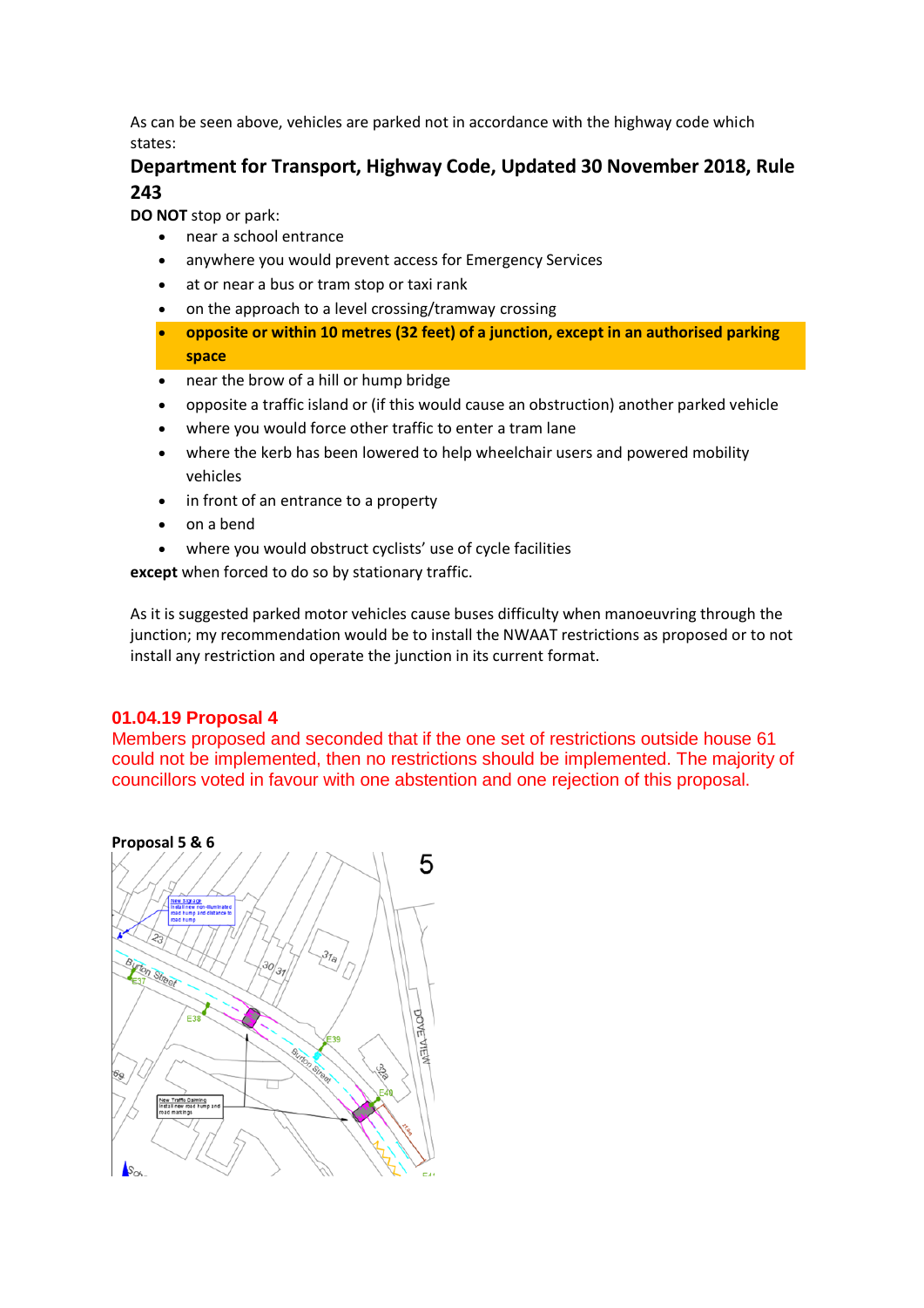As can be seen above, vehicles are parked not in accordance with the highway code which states:

## Department for Transport, Highway Code, Updated 30 November 2018, Rule 243

**DO NOT** stop or park:

- near a school entrance
- anywhere you would prevent access for Emergency Services
- at or near a bus or tram stop or taxi rank
- on the approach to a level crossing/tramway crossing
- **opposite or within 10 metres (32 feet) of a junction, except in an authorised parking space**
- near the brow of a hill or hump bridge
- opposite a traffic island or (if this would cause an obstruction) another parked vehicle
- where you would force other traffic to enter a tram lane
- where the kerb has been lowered to help wheelchair users and powered mobility vehicles
- in front of an entrance to a property
- on a bend
- where you would obstruct cyclists' use of cycle facilities

**except** when forced to do so by stationary traffic.

As it is suggested parked motor vehicles cause buses difficulty when manoeuvring through the junction; my recommendation would be to install the NWAAT restrictions as proposed or to not install any restriction and operate the junction in its current format.

### 01.04.19 Proposal 4

Members proposed and seconded that if the one set of restrictions outside house 61 could not be implemented, then no restrictions should be implemented. The majority of councillors voted in favour with one abstention and one rejection of this proposal.

**Proposal 5 & 6**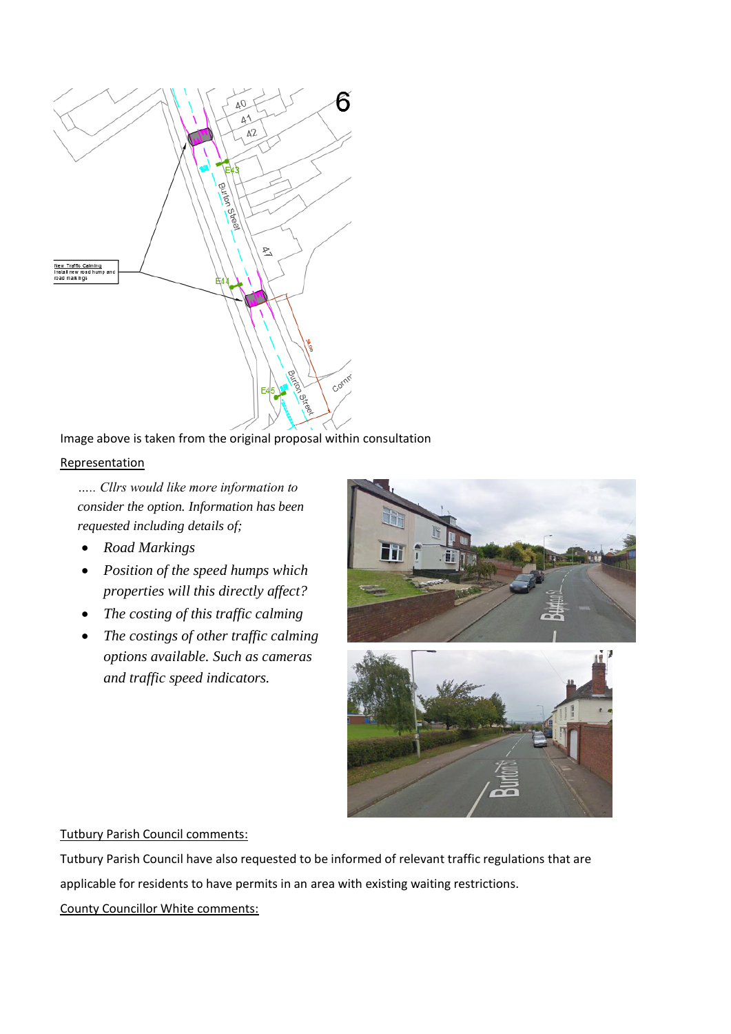Image above is taken from the original proposal within consultation

Representation

*….. Cllrs would like more information to consider the option. Information has been requested including details of;*

- *Road Markings*
- *Position of the speed humps which properties will this directly affect?*
- *The costing of this traffic calming*
- *The costings of other traffic calming options available. Such as cameras and traffic speed indicators.*

Tutbury Parish Council comments:

Tutbury Parish Council have also requested to be informed of relevant traffic regulations that are applicable for residents to have permits in an area with existing waiting restrictions.

County Councillor White comments: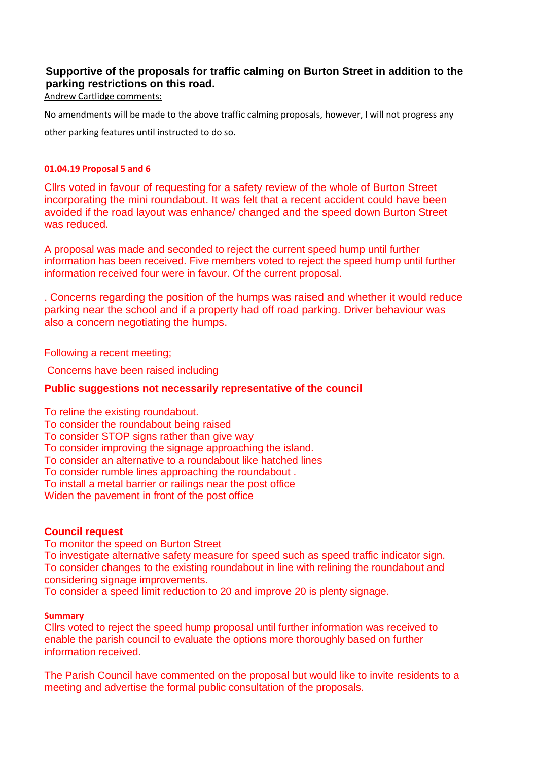**Supportive of the proposals for traffic calming on Burton Street in addition to the parking restrictions on this road.**

Andrew Cartlidge comments:

No amendments will be made to the above traffic calming proposals, however, I will not progress any other parking features until instructed to do so.

**01.04.19 Proposal 5 and 6**

Cllrs voted in favour of requesting for a safety review of the whole of Burton Street incorporating the mini roundabout. It was felt that a recent accident could have been avoided if the road layout was enhance/ changed and the speed down Burton Street was reduced.

A proposal was made and seconded to reject the current speed hump until further information has been received. Five members voted to reject the speed hump until further information received four were in favour. Of the current proposal.

. Concerns regarding the position of the humps was raised and whether it would reduce parking near the school and if a property had off road parking. Driver behaviour was also a concern negotiating the humps.

Following a recent meeting;

Concerns have been raised including

**Public suggestions not necessarily representative of the council**

To reline the existing roundabout.
To consider the roundabout being raised
To consider STOP signs rather than give way
To consider improving the signage approaching the island.
To consider an alternative to a roundabout like hatched lines
To consider rumble lines approaching the roundabout .
To install a metal barrier or railings near the post office
Widen the pavement in front of the post office

**Council request**

To monitor the speed on Burton Street
To investigate alternative safety measure for speed such as speed traffic indicator sign.
To consider changes to the existing roundabout in line with relining the roundabout and considering signage improvements.
To consider a speed limit reduction to 20 and improve 20 is plenty signage.

**Summary**

Cllrs voted to reject the speed hump proposal until further information was received to enable the parish council to evaluate the options more thoroughly based on further information received.

The Parish Council have commented on the proposal but would like to invite residents to a meeting and advertise the formal public consultation of the proposals.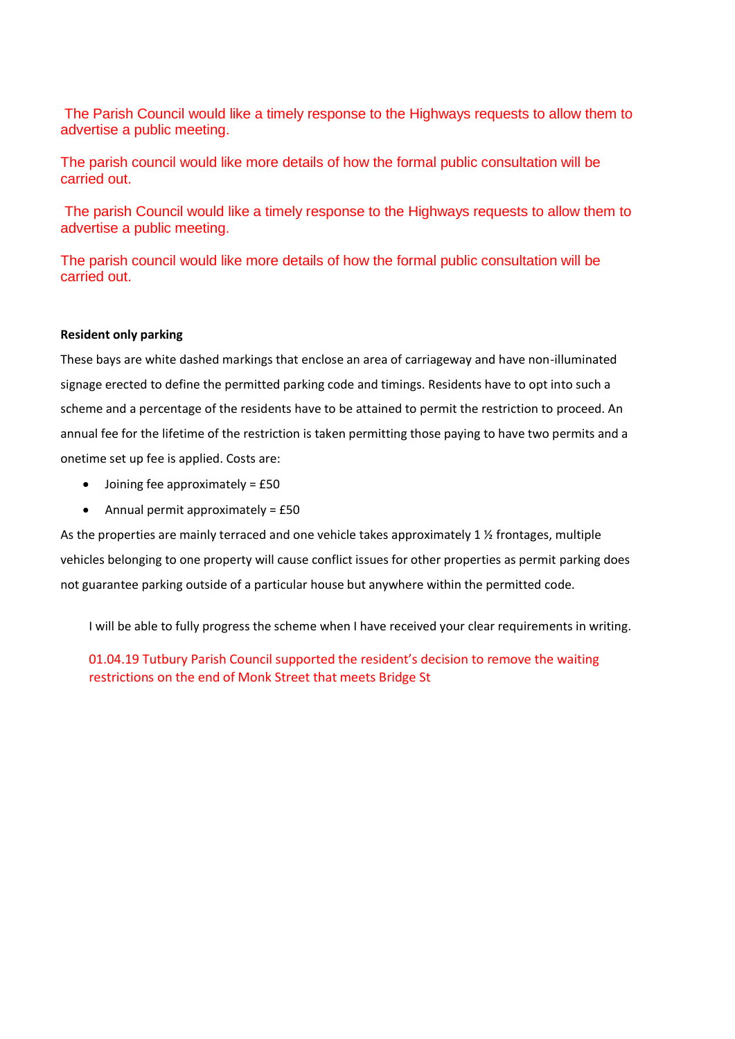The Parish Council would like a timely response to the Highways requests to allow them to advertise a public meeting.

The parish council would like more details of how the formal public consultation will be carried out.

The parish Council would like a timely response to the Highways requests to allow them to advertise a public meeting.

The parish council would like more details of how the formal public consultation will be carried out.

**Resident only parking**

These bays are white dashed markings that enclose an area of carriageway and have non-illuminated signage erected to define the permitted parking code and timings. Residents have to opt into such a scheme and a percentage of the residents have to be attained to permit the restriction to proceed. An annual fee for the lifetime of the restriction is taken permitting those paying to have two permits and a onetime set up fee is applied. Costs are:

- Joining fee approximately = £50
- Annual permit approximately = £50

As the properties are mainly terraced and one vehicle takes approximately 1 ½ frontages, multiple vehicles belonging to one property will cause conflict issues for other properties as permit parking does not guarantee parking outside of a particular house but anywhere within the permitted code.

I will be able to fully progress the scheme when I have received your clear requirements in writing.

01.04.19 Tutbury Parish Council supported the resident's decision to remove the waiting restrictions on the end of Monk Street that meets Bridge St